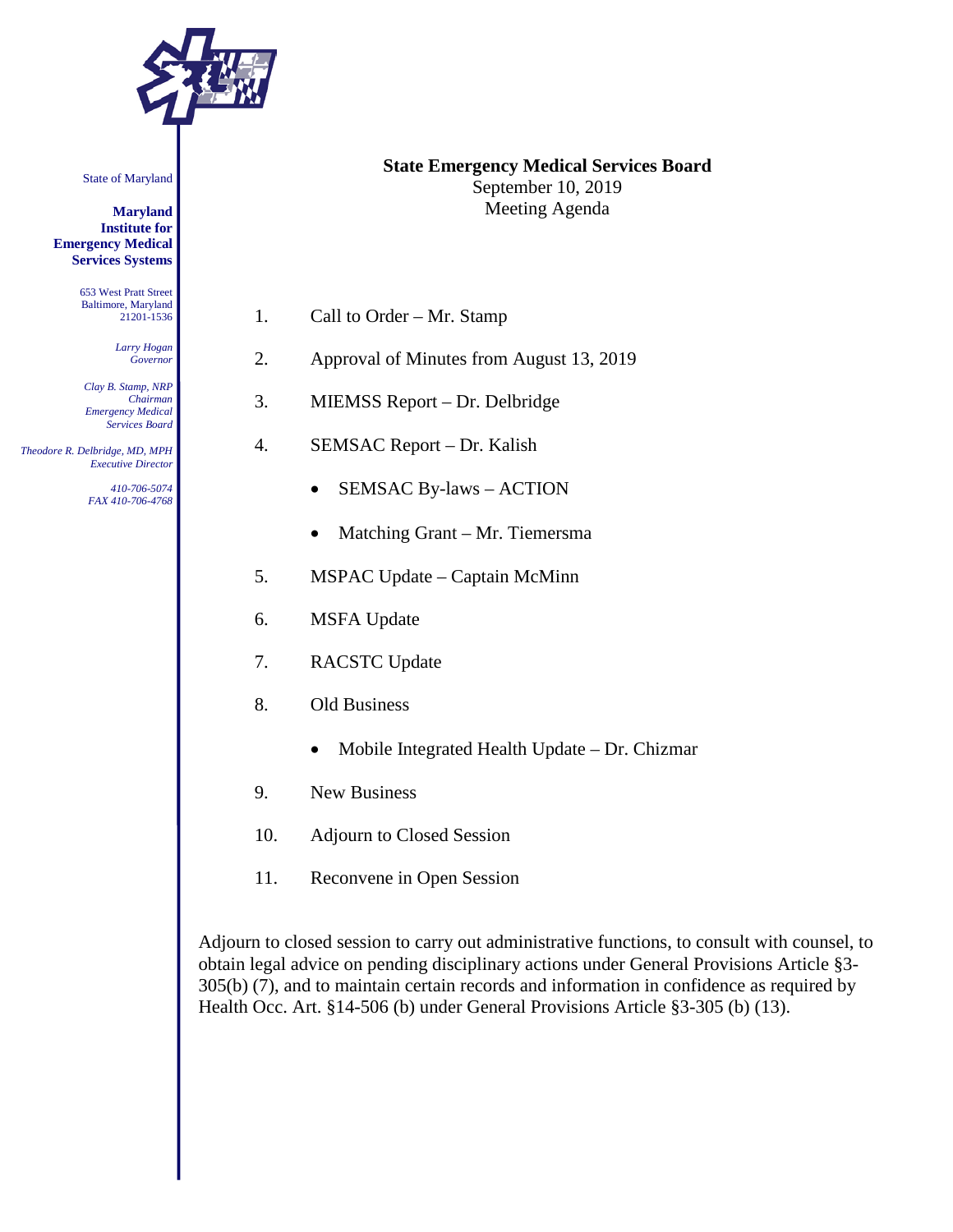State of Maryland

**Maryland Institute for Emergency Medical Services Systems**

653 West Pratt Street
Baltimore, Maryland
21201-1536

*Larry Hogan*
*Governor*

*Clay B. Stamp, NRP*
*Chairman*
*Emergency Medical Services Board*

*Theodore R. Delbridge, MD, MPH*
*Executive Director*

*410-706-5074*
*FAX 410-706-4768*

**State Emergency Medical Services Board**
September 10, 2019
Meeting Agenda

1. Call to Order – Mr. Stamp
2. Approval of Minutes from August 13, 2019
3. MIEMSS Report – Dr. Delbridge
4. SEMSAC Report – Dr. Kalish
   - SEMSAC By-laws – ACTION
   - Matching Grant – Mr. Tiemersma
5. MSPAC Update – Captain McMinn
6. MSFA Update
7. RACSTC Update
8. Old Business
   - Mobile Integrated Health Update – Dr. Chizmar
9. New Business
10. Adjourn to Closed Session
11. Reconvene in Open Session

Adjourn to closed session to carry out administrative functions, to consult with counsel, to obtain legal advice on pending disciplinary actions under General Provisions Article §3-305(b) (7), and to maintain certain records and information in confidence as required by Health Occ. Art. §14-506 (b) under General Provisions Article §3-305 (b) (13).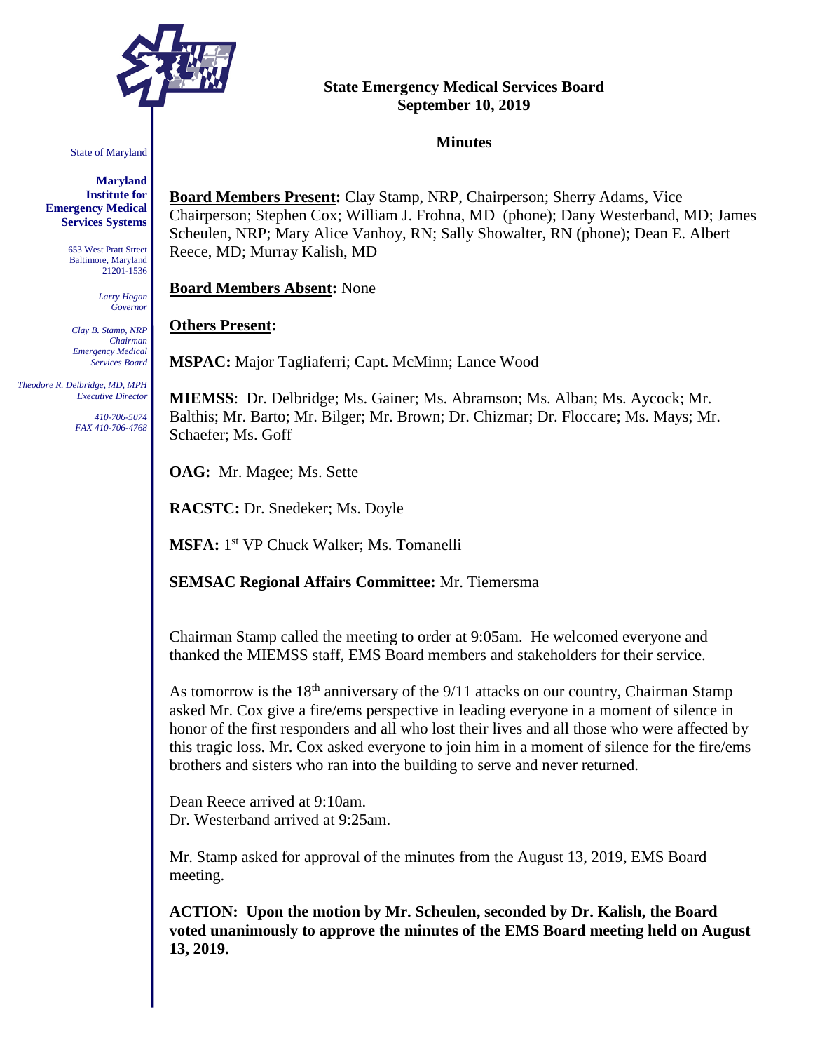State of Maryland

**Maryland Institute for Emergency Medical Services Systems**

653 West Pratt Street
Baltimore, Maryland
21201-1536

*Larry Hogan*
*Governor*

*Clay B. Stamp, NRP*
*Chairman*
*Emergency Medical Services Board*

*Theodore R. Delbridge, MD, MPH*
*Executive Director*

*410-706-5074*
*FAX 410-706-4768*

**State Emergency Medical Services Board**
**September 10, 2019**

**Minutes**

**Board Members Present:** Clay Stamp, NRP, Chairperson; Sherry Adams, Vice Chairperson; Stephen Cox; William J. Frohna, MD (phone); Dany Westerband, MD; James Scheulen, NRP; Mary Alice Vanhoy, RN; Sally Showalter, RN (phone); Dean E. Albert Reece, MD; Murray Kalish, MD

**Board Members Absent:** None

**Others Present:**

**MSPAC:** Major Tagliaferri; Capt. McMinn; Lance Wood

**MIEMSS**: Dr. Delbridge; Ms. Gainer; Ms. Abramson; Ms. Alban; Ms. Aycock; Mr. Balthis; Mr. Barto; Mr. Bilger; Mr. Brown; Dr. Chizmar; Dr. Floccare; Ms. Mays; Mr. Schaefer; Ms. Goff

**OAG:** Mr. Magee; Ms. Sette

**RACSTC:** Dr. Snedeker; Ms. Doyle

**MSFA:** 1st VP Chuck Walker; Ms. Tomanelli

**SEMSAC Regional Affairs Committee:** Mr. Tiemersma

Chairman Stamp called the meeting to order at 9:05am. He welcomed everyone and thanked the MIEMSS staff, EMS Board members and stakeholders for their service.

As tomorrow is the 18th anniversary of the 9/11 attacks on our country, Chairman Stamp asked Mr. Cox give a fire/ems perspective in leading everyone in a moment of silence in honor of the first responders and all who lost their lives and all those who were affected by this tragic loss. Mr. Cox asked everyone to join him in a moment of silence for the fire/ems brothers and sisters who ran into the building to serve and never returned.

Dean Reece arrived at 9:10am.
Dr. Westerband arrived at 9:25am.

Mr. Stamp asked for approval of the minutes from the August 13, 2019, EMS Board meeting.

**ACTION: Upon the motion by Mr. Scheulen, seconded by Dr. Kalish, the Board voted unanimously to approve the minutes of the EMS Board meeting held on August 13, 2019.**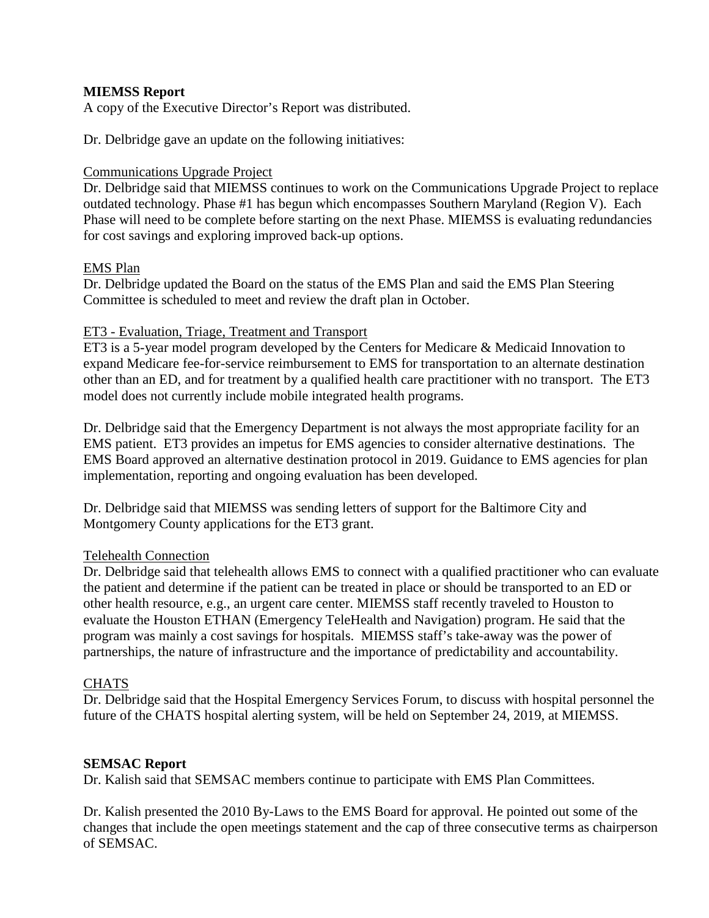**MIEMSS Report**

A copy of the Executive Director's Report was distributed.

Dr. Delbridge gave an update on the following initiatives:

Communications Upgrade Project

Dr. Delbridge said that MIEMSS continues to work on the Communications Upgrade Project to replace outdated technology. Phase #1 has begun which encompasses Southern Maryland (Region V). Each Phase will need to be complete before starting on the next Phase. MIEMSS is evaluating redundancies for cost savings and exploring improved back-up options.

EMS Plan

Dr. Delbridge updated the Board on the status of the EMS Plan and said the EMS Plan Steering Committee is scheduled to meet and review the draft plan in October.

ET3 - Evaluation, Triage, Treatment and Transport

ET3 is a 5-year model program developed by the Centers for Medicare & Medicaid Innovation to expand Medicare fee-for-service reimbursement to EMS for transportation to an alternate destination other than an ED, and for treatment by a qualified health care practitioner with no transport. The ET3 model does not currently include mobile integrated health programs.

Dr. Delbridge said that the Emergency Department is not always the most appropriate facility for an EMS patient. ET3 provides an impetus for EMS agencies to consider alternative destinations. The EMS Board approved an alternative destination protocol in 2019. Guidance to EMS agencies for plan implementation, reporting and ongoing evaluation has been developed.

Dr. Delbridge said that MIEMSS was sending letters of support for the Baltimore City and Montgomery County applications for the ET3 grant.

Telehealth Connection

Dr. Delbridge said that telehealth allows EMS to connect with a qualified practitioner who can evaluate the patient and determine if the patient can be treated in place or should be transported to an ED or other health resource, e.g., an urgent care center. MIEMSS staff recently traveled to Houston to evaluate the Houston ETHAN (Emergency TeleHealth and Navigation) program. He said that the program was mainly a cost savings for hospitals. MIEMSS staff's take-away was the power of partnerships, the nature of infrastructure and the importance of predictability and accountability.

CHATS

Dr. Delbridge said that the Hospital Emergency Services Forum, to discuss with hospital personnel the future of the CHATS hospital alerting system, will be held on September 24, 2019, at MIEMSS.

**SEMSAC Report**

Dr. Kalish said that SEMSAC members continue to participate with EMS Plan Committees.

Dr. Kalish presented the 2010 By-Laws to the EMS Board for approval. He pointed out some of the changes that include the open meetings statement and the cap of three consecutive terms as chairperson of SEMSAC.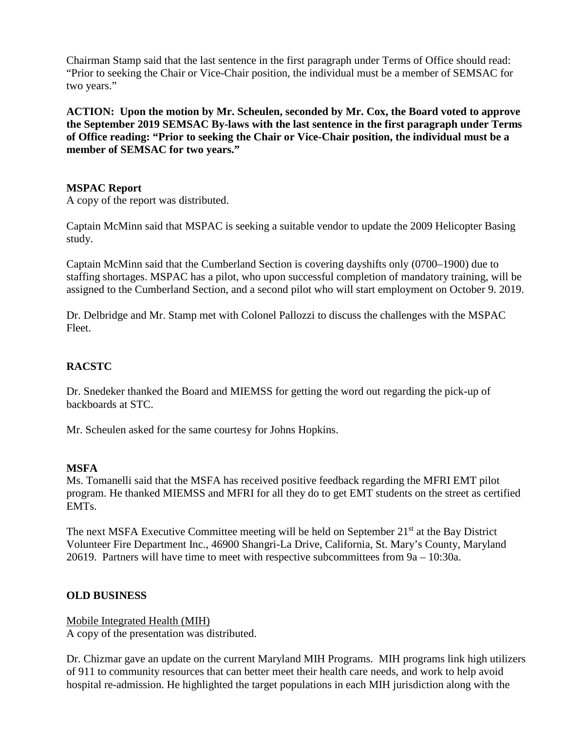Chairman Stamp said that the last sentence in the first paragraph under Terms of Office should read: "Prior to seeking the Chair or Vice-Chair position, the individual must be a member of SEMSAC for two years."

**ACTION: Upon the motion by Mr. Scheulen, seconded by Mr. Cox, the Board voted to approve the September 2019 SEMSAC By-laws with the last sentence in the first paragraph under Terms of Office reading: "Prior to seeking the Chair or Vice-Chair position, the individual must be a member of SEMSAC for two years."**

**MSPAC Report**

A copy of the report was distributed.

Captain McMinn said that MSPAC is seeking a suitable vendor to update the 2009 Helicopter Basing study.

Captain McMinn said that the Cumberland Section is covering dayshifts only (0700–1900) due to staffing shortages. MSPAC has a pilot, who upon successful completion of mandatory training, will be assigned to the Cumberland Section, and a second pilot who will start employment on October 9. 2019.

Dr. Delbridge and Mr. Stamp met with Colonel Pallozzi to discuss the challenges with the MSPAC Fleet.

**RACSTC**

Dr. Snedeker thanked the Board and MIEMSS for getting the word out regarding the pick-up of backboards at STC.

Mr. Scheulen asked for the same courtesy for Johns Hopkins.

**MSFA**

Ms. Tomanelli said that the MSFA has received positive feedback regarding the MFRI EMT pilot program. He thanked MIEMSS and MFRI for all they do to get EMT students on the street as certified EMTs.

The next MSFA Executive Committee meeting will be held on September 21st at the Bay District Volunteer Fire Department Inc., 46900 Shangri-La Drive, California, St. Mary's County, Maryland 20619. Partners will have time to meet with respective subcommittees from 9a – 10:30a.

**OLD BUSINESS**

Mobile Integrated Health (MIH)

A copy of the presentation was distributed.

Dr. Chizmar gave an update on the current Maryland MIH Programs. MIH programs link high utilizers of 911 to community resources that can better meet their health care needs, and work to help avoid hospital re-admission. He highlighted the target populations in each MIH jurisdiction along with the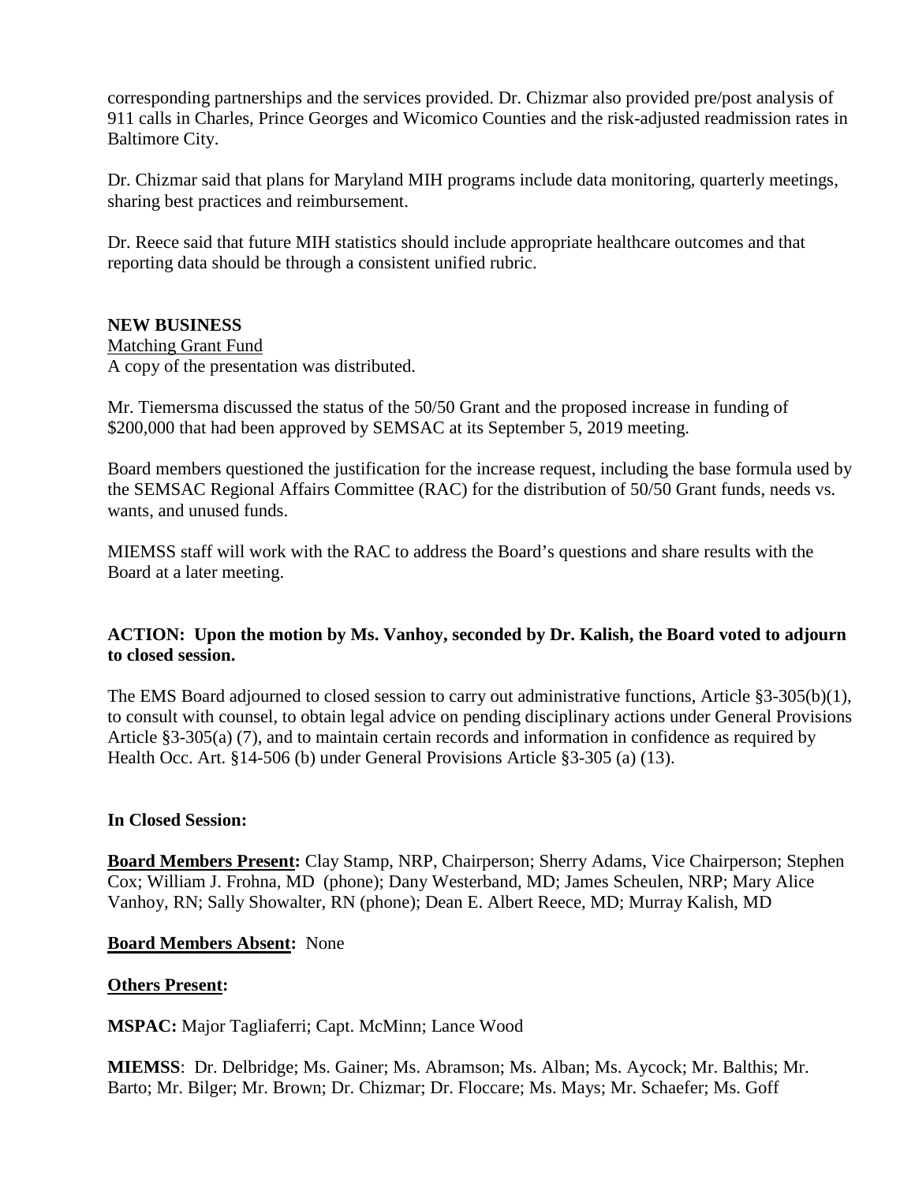corresponding partnerships and the services provided. Dr. Chizmar also provided pre/post analysis of 911 calls in Charles, Prince Georges and Wicomico Counties and the risk-adjusted readmission rates in Baltimore City.

Dr. Chizmar said that plans for Maryland MIH programs include data monitoring, quarterly meetings, sharing best practices and reimbursement.

Dr. Reece said that future MIH statistics should include appropriate healthcare outcomes and that reporting data should be through a consistent unified rubric.

**NEW BUSINESS**

Matching Grant Fund

A copy of the presentation was distributed.

Mr. Tiemersma discussed the status of the 50/50 Grant and the proposed increase in funding of $200,000 that had been approved by SEMSAC at its September 5, 2019 meeting.

Board members questioned the justification for the increase request, including the base formula used by the SEMSAC Regional Affairs Committee (RAC) for the distribution of 50/50 Grant funds, needs vs. wants, and unused funds.

MIEMSS staff will work with the RAC to address the Board's questions and share results with the Board at a later meeting.

**ACTION: Upon the motion by Ms. Vanhoy, seconded by Dr. Kalish, the Board voted to adjourn to closed session.**

The EMS Board adjourned to closed session to carry out administrative functions, Article §3-305(b)(1), to consult with counsel, to obtain legal advice on pending disciplinary actions under General Provisions Article §3-305(a) (7), and to maintain certain records and information in confidence as required by Health Occ. Art. §14-506 (b) under General Provisions Article §3-305 (a) (13).

**In Closed Session:**

**Board Members Present:** Clay Stamp, NRP, Chairperson; Sherry Adams, Vice Chairperson; Stephen Cox; William J. Frohna, MD (phone); Dany Westerband, MD; James Scheulen, NRP; Mary Alice Vanhoy, RN; Sally Showalter, RN (phone); Dean E. Albert Reece, MD; Murray Kalish, MD

**Board Members Absent:** None

**Others Present:**

**MSPAC:** Major Tagliaferri; Capt. McMinn; Lance Wood

**MIEMSS**: Dr. Delbridge; Ms. Gainer; Ms. Abramson; Ms. Alban; Ms. Aycock; Mr. Balthis; Mr. Barto; Mr. Bilger; Mr. Brown; Dr. Chizmar; Dr. Floccare; Ms. Mays; Mr. Schaefer; Ms. Goff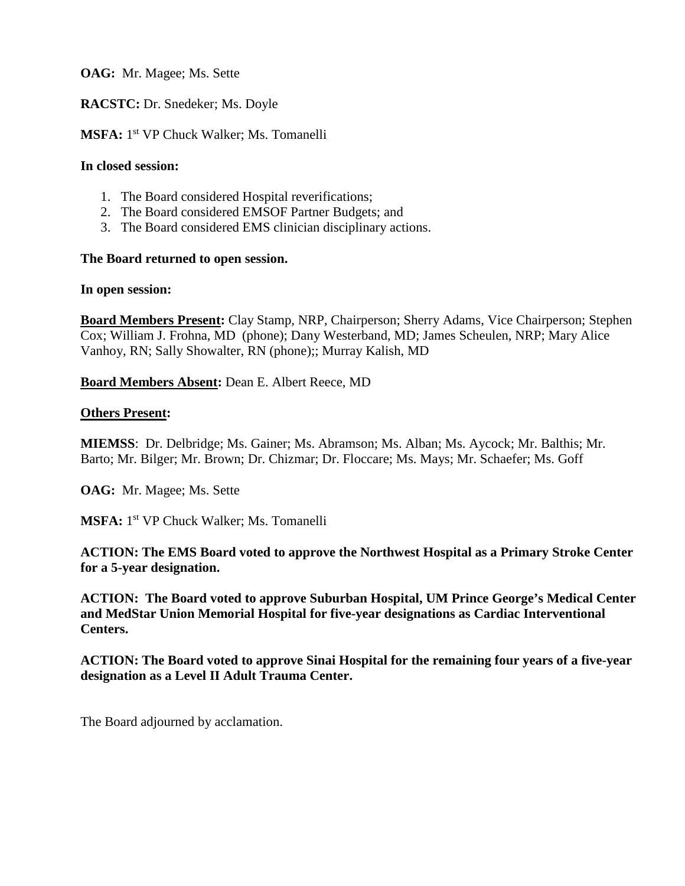**OAG:** Mr. Magee; Ms. Sette

**RACSTC:** Dr. Snedeker; Ms. Doyle

**MSFA:** 1st VP Chuck Walker; Ms. Tomanelli

**In closed session:**

1. The Board considered Hospital reverifications;
2. The Board considered EMSOF Partner Budgets; and
3. The Board considered EMS clinician disciplinary actions.

**The Board returned to open session.**

**In open session:**

**Board Members Present:** Clay Stamp, NRP, Chairperson; Sherry Adams, Vice Chairperson; Stephen Cox; William J. Frohna, MD (phone); Dany Westerband, MD; James Scheulen, NRP; Mary Alice Vanhoy, RN; Sally Showalter, RN (phone);; Murray Kalish, MD

**Board Members Absent:** Dean E. Albert Reece, MD

**Others Present:**

**MIEMSS**: Dr. Delbridge; Ms. Gainer; Ms. Abramson; Ms. Alban; Ms. Aycock; Mr. Balthis; Mr. Barto; Mr. Bilger; Mr. Brown; Dr. Chizmar; Dr. Floccare; Ms. Mays; Mr. Schaefer; Ms. Goff

**OAG:** Mr. Magee; Ms. Sette

**MSFA:** 1st VP Chuck Walker; Ms. Tomanelli

**ACTION: The EMS Board voted to approve the Northwest Hospital as a Primary Stroke Center for a 5-year designation.**

**ACTION: The Board voted to approve Suburban Hospital, UM Prince George's Medical Center and MedStar Union Memorial Hospital for five-year designations as Cardiac Interventional Centers.**

**ACTION: The Board voted to approve Sinai Hospital for the remaining four years of a five-year designation as a Level II Adult Trauma Center.**

The Board adjourned by acclamation.